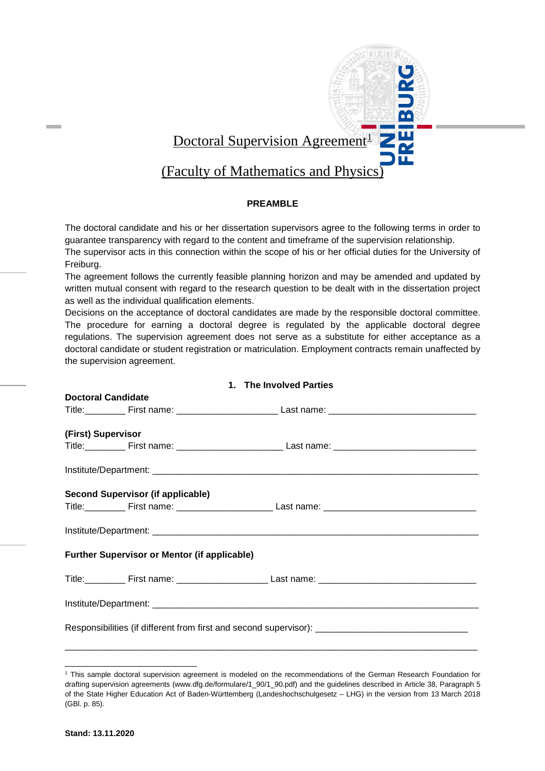# Doctoral Supervision Agreement[1]

# (Faculty of Mathematics and Physics)

**PREAMBLE**

The doctoral candidate and his or her dissertation supervisors agree to the following terms in order to guarantee transparency with regard to the content and timeframe of the supervision relationship.
The supervisor acts in this connection within the scope of his or her official duties for the University of Freiburg.
The agreement follows the currently feasible planning horizon and may be amended and updated by written mutual consent with regard to the research question to be dealt with in the dissertation project as well as the individual qualification elements.
Decisions on the acceptance of doctoral candidates are made by the responsible doctoral committee. The procedure for earning a doctoral degree is regulated by the applicable doctoral degree regulations. The supervision agreement does not serve as a substitute for either acceptance as a doctoral candidate or student registration or matriculation. Employment contracts remain unaffected by the supervision agreement.

## 1. The Involved Parties

**Doctoral Candidate**

Title:________ First name: ____________________ Last name: _____________________________

**(First) Supervisor**

Title:________ First name: _____________________ Last name: ____________________________

Institute/Department: _________________________________________________________________

**Second Supervisor (if applicable)**

Title:________ First name: ___________________ Last name: ______________________________

Institute/Department: _________________________________________________________________

**Further Supervisor or Mentor (if applicable)**

Title:________ First name: __________________ Last name: _______________________________

Institute/Department: _________________________________________________________________

Responsibilities (if different from first and second supervisor): ______________________________

_________________________________________________________________________________

[1] This sample doctoral supervision agreement is modeled on the recommendations of the German Research Foundation for drafting supervision agreements (www.dfg.de/formulare/1_90/1_90.pdf) and the guidelines described in Article 38, Paragraph 5 of the State Higher Education Act of Baden-Württemberg (Landeshochschulgesetz – LHG) in the version from 13 March 2018 (GBl. p. 85).

**Stand: 13.11.2020**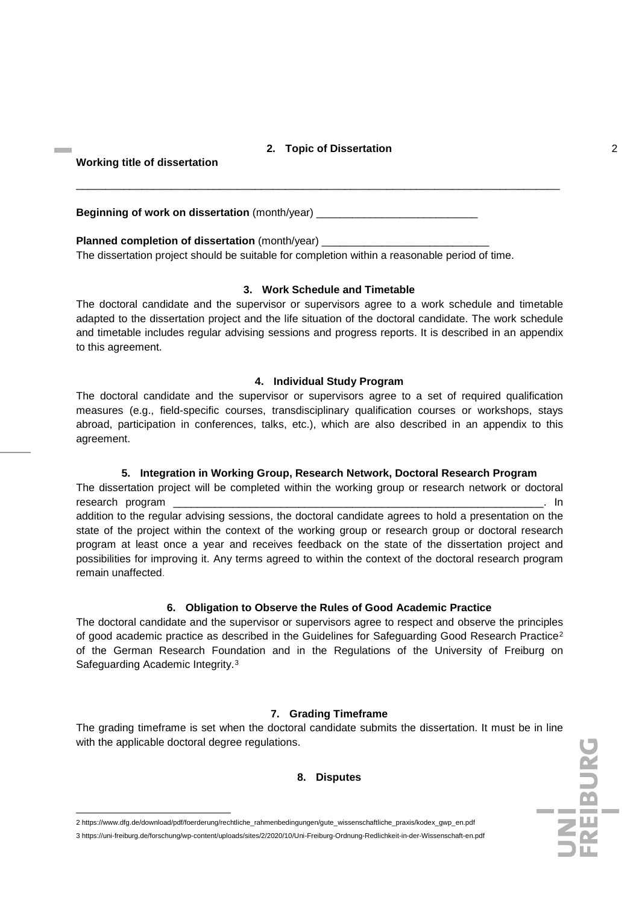## 2. Topic of Dissertation

**Working title of dissertation**

_______________________________________________________________________________

**Beginning of work on dissertation** (month/year) ___________________________

**Planned completion of dissertation** (month/year) ____________________________

The dissertation project should be suitable for completion within a reasonable period of time.

## 3. Work Schedule and Timetable

The doctoral candidate and the supervisor or supervisors agree to a work schedule and timetable adapted to the dissertation project and the life situation of the doctoral candidate. The work schedule and timetable includes regular advising sessions and progress reports. It is described in an appendix to this agreement.

## 4. Individual Study Program

The doctoral candidate and the supervisor or supervisors agree to a set of required qualification measures (e.g., field-specific courses, transdisciplinary qualification courses or workshops, stays abroad, participation in conferences, talks, etc.), which are also described in an appendix to this agreement.

## 5. Integration in Working Group, Research Network, Doctoral Research Program

The dissertation project will be completed within the working group or research network or doctoral research program _________________________________________________________________. In addition to the regular advising sessions, the doctoral candidate agrees to hold a presentation on the state of the project within the context of the working group or research group or doctoral research program at least once a year and receives feedback on the state of the dissertation project and possibilities for improving it. Any terms agreed to within the context of the doctoral research program remain unaffected.

## 6. Obligation to Observe the Rules of Good Academic Practice

The doctoral candidate and the supervisor or supervisors agree to respect and observe the principles of good academic practice as described in the Guidelines for Safeguarding Good Research Practice[2] of the German Research Foundation and in the Regulations of the University of Freiburg on Safeguarding Academic Integrity.[3]

## 7. Grading Timeframe

The grading timeframe is set when the doctoral candidate submits the dissertation. It must be in line with the applicable doctoral degree regulations.

## 8. Disputes

---

2 https://www.dfg.de/download/pdf/foerderung/rechtliche_rahmenbedingungen/gute_wissenschaftliche_praxis/kodex_gwp_en.pdf

3 https://uni-freiburg.de/forschung/wp-content/uploads/sites/2/2020/10/Uni-Freiburg-Ordnung-Redlichkeit-in-der-Wissenschaft-en.pdf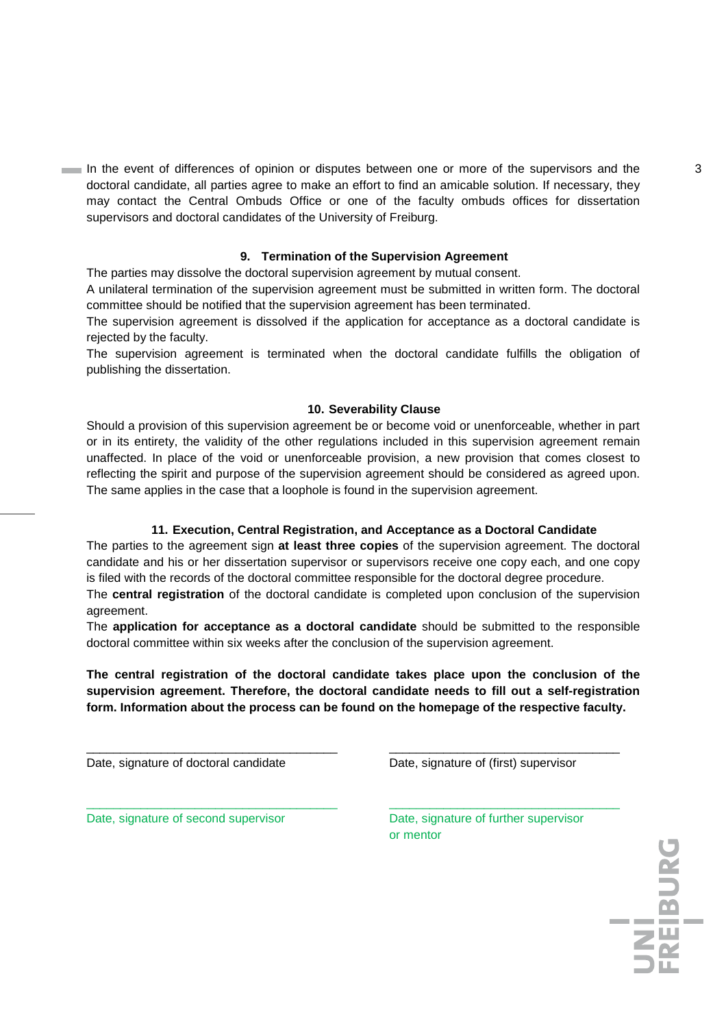In the event of differences of opinion or disputes between one or more of the supervisors and the doctoral candidate, all parties agree to make an effort to find an amicable solution. If necessary, they may contact the Central Ombuds Office or one of the faculty ombuds offices for dissertation supervisors and doctoral candidates of the University of Freiburg.

## 9. Termination of the Supervision Agreement

The parties may dissolve the doctoral supervision agreement by mutual consent.

A unilateral termination of the supervision agreement must be submitted in written form. The doctoral committee should be notified that the supervision agreement has been terminated.

The supervision agreement is dissolved if the application for acceptance as a doctoral candidate is rejected by the faculty.

The supervision agreement is terminated when the doctoral candidate fulfills the obligation of publishing the dissertation.

## 10. Severability Clause

Should a provision of this supervision agreement be or become void or unenforceable, whether in part or in its entirety, the validity of the other regulations included in this supervision agreement remain unaffected. In place of the void or unenforceable provision, a new provision that comes closest to reflecting the spirit and purpose of the supervision agreement should be considered as agreed upon. The same applies in the case that a loophole is found in the supervision agreement.

## 11. Execution, Central Registration, and Acceptance as a Doctoral Candidate

The parties to the agreement sign **at least three copies** of the supervision agreement. The doctoral candidate and his or her dissertation supervisor or supervisors receive one copy each, and one copy is filed with the records of the doctoral committee responsible for the doctoral degree procedure.

The **central registration** of the doctoral candidate is completed upon conclusion of the supervision agreement.

The **application for acceptance as a doctoral candidate** should be submitted to the responsible doctoral committee within six weeks after the conclusion of the supervision agreement.

**The central registration of the doctoral candidate takes place upon the conclusion of the supervision agreement. Therefore, the doctoral candidate needs to fill out a self-registration form. Information about the process can be found on the homepage of the respective faculty.**

| | |
|---|---|
| _________________________________ | _________________________________ |
| Date, signature of doctoral candidate | Date, signature of (first) supervisor |
| _________________________________ | _________________________________ |
| Date, signature of second supervisor | Date, signature of further supervisor or mentor |